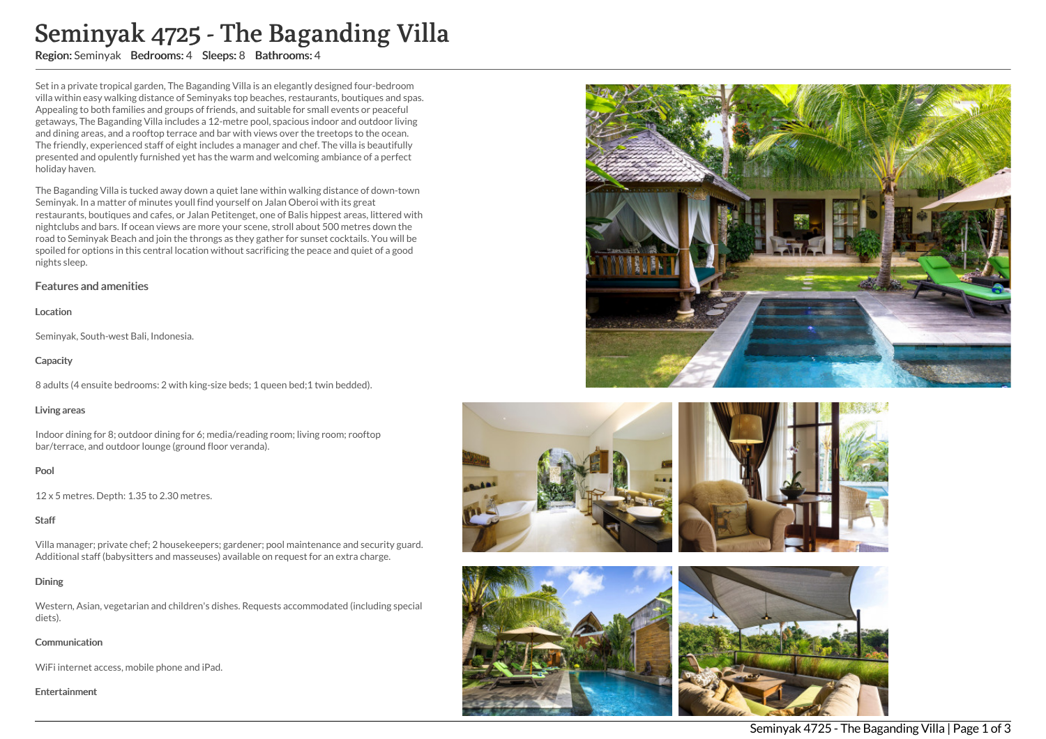# Seminyak 4725 - The Baganding Villa

**Region:** Seminyak **Bedrooms:** 4 **Sleeps:** 8 **Bathrooms:** 4

Set in a private tropical garden, The Baganding Villa is an elegantly designed four-bedroom villa within easy walking distance of Seminyaks top beaches, restaurants, boutiques and spas. Appealing to both families and groups of friends, and suitable for small events or peaceful getaways, The Baganding Villa includes a 12-metre pool, spacious indoor and outdoor living and dining areas, and a rooftop terrace and bar with views over the treetops to the ocean. The friendly, experienced staff of eight includes a manager and chef. The villa is beautifully presented and opulently furnished yet has the warm and welcoming ambiance of a perfect holiday haven.

The Baganding Villa is tucked away down a quiet lane within walking distance of down-town Seminyak. In a matter of minutes youll find yourself on Jalan Oberoi with its great restaurants, boutiques and cafes, or Jalan Petitenget, one of Balis hippest areas, littered with nightclubs and bars. If ocean views are more your scene, stroll about 500 metres down the road to Seminyak Beach and join the throngs as they gather for sunset cocktails. You will be spoiled for options in this central location without sacrificing the peace and quiet of a good nights sleep.

## Features and amenities

### Location

Seminyak, South-west Bali, Indonesia.

### Capacity

8 adults (4 ensuite bedrooms: 2 with king-size beds; 1 queen bed;1 twin bedded).

### Living areas

Indoor dining for 8; outdoor dining for 6; media/reading room; living room; rooftop bar/terrace, and outdoor lounge (ground floor veranda).

### Pool

12 x 5 metres. Depth: 1.35 to 2.30 metres.

### Staff

Villa manager; private chef; 2 housekeepers; gardener; pool maintenance and security guard. Additional staff (babysitters and masseuses) available on request for an extra charge.

### Dining

Western, Asian, vegetarian and children's dishes. Requests accommodated (including special diets).

### Communication

WiFi internet access, mobile phone and iPad.

### Entertainment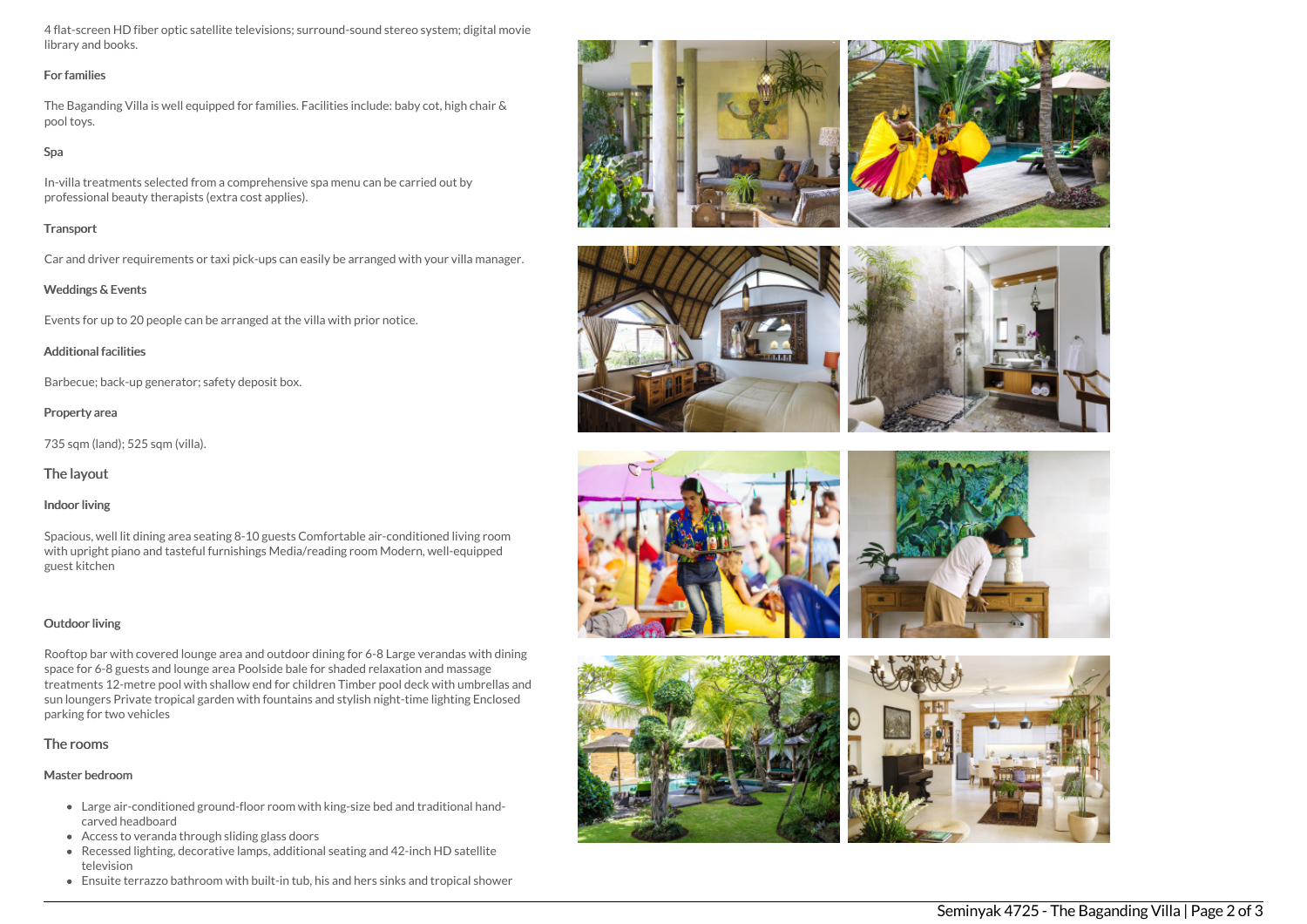4 flat-screen HD fiber optic satellite televisions; surround-sound stereo system; digital movie library and books.

#### For families

The Baganding Villa is well equipped for families. Facilities include: baby cot, high chair & pool toys.

#### Spa

In-villa treatments selected from a comprehensive spa menu can be carried out by professional beauty therapists (extra cost applies).

#### Transport

Car and driver requirements or taxi pick-ups can easily be arranged with your villa manager.

#### Weddings & Events

Events for up to 20 people can be arranged at the villa with prior notice.

#### Additional facilities

Barbecue; back-up generator; safety deposit box.

#### Property area

735 sqm (land); 525 sqm (villa).

### The layout

#### Indoor living

Spacious, well lit dining area seating 8-10 guests Comfortable air-conditioned living room with upright piano and tasteful furnishings Media/reading room Modern, well-equipped guest kitchen

#### Outdoor living

Rooftop bar with covered lounge area and outdoor dining for 6-8 Large verandas with dining space for 6-8 guests and lounge area Poolside bale for shaded relaxation and massage treatments 12-metre pool with shallow end for children Timber pool deck with umbrellas and sun loungers Private tropical garden with fountains and stylish night-time lighting Enclosed parking for two vehicles

### The rooms

#### Master bedroom

- Large air-conditioned ground-floor room with king-size bed and traditional hand-carved headboard
- Access to veranda through sliding glass doors
- Recessed lighting, decorative lamps, additional seating and 42-inch HD satellite television
- Ensuite terrazzo bathroom with built-in tub, his and hers sinks and tropical shower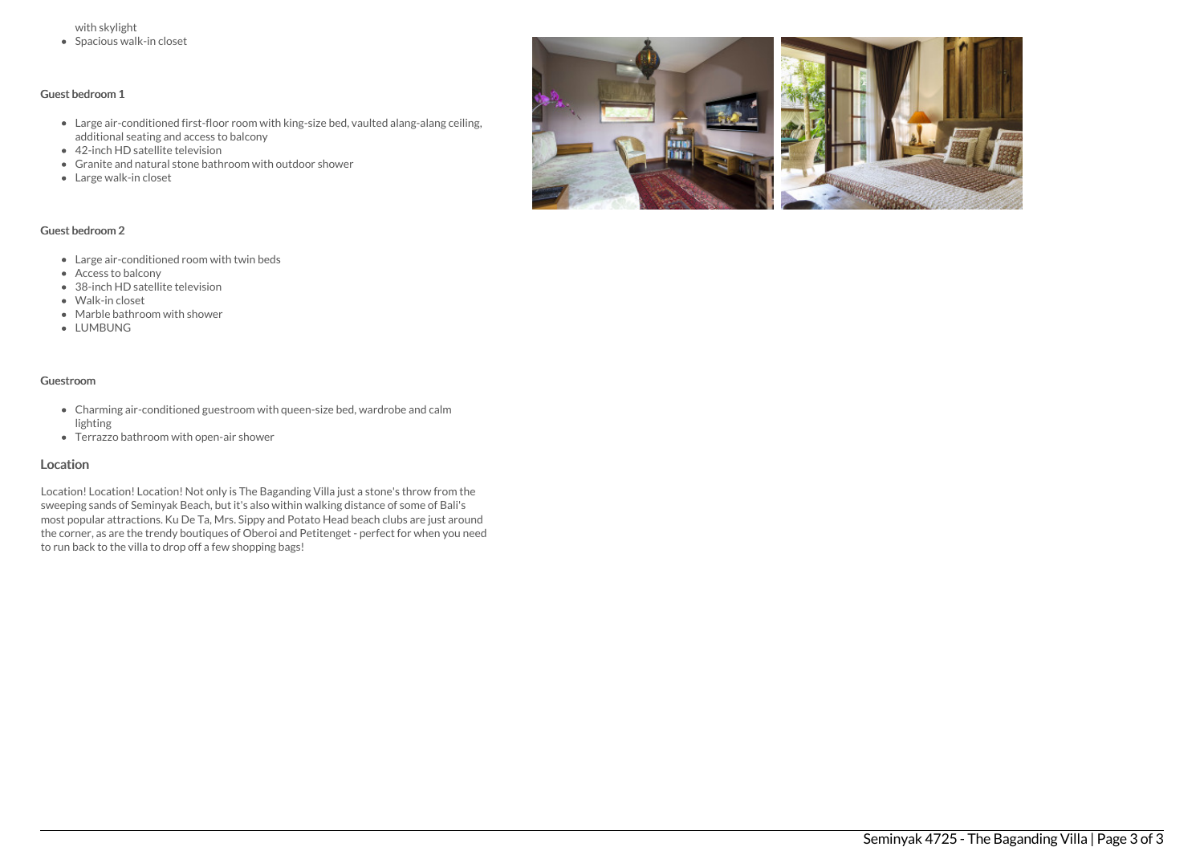with skylight

- Spacious walk-in closet

#### Guest bedroom 1

- Large air-conditioned first-floor room with king-size bed, vaulted alang-alang ceiling, additional seating and access to balcony
- 42-inch HD satellite television
- Granite and natural stone bathroom with outdoor shower
- Large walk-in closet

#### Guest bedroom 2

- Large air-conditioned room with twin beds
- Access to balcony
- 38-inch HD satellite television
- Walk-in closet
- Marble bathroom with shower
- LUMBUNG

#### Guestroom

- Charming air-conditioned guestroom with queen-size bed, wardrobe and calm lighting
- Terrazzo bathroom with open-air shower

### Location

Location! Location! Location! Not only is The Baganding Villa just a stone's throw from the sweeping sands of Seminyak Beach, but it's also within walking distance of some of Bali's most popular attractions. Ku De Ta, Mrs. Sippy and Potato Head beach clubs are just around the corner, as are the trendy boutiques of Oberoi and Petitenget - perfect for when you need to run back to the villa to drop off a few shopping bags!